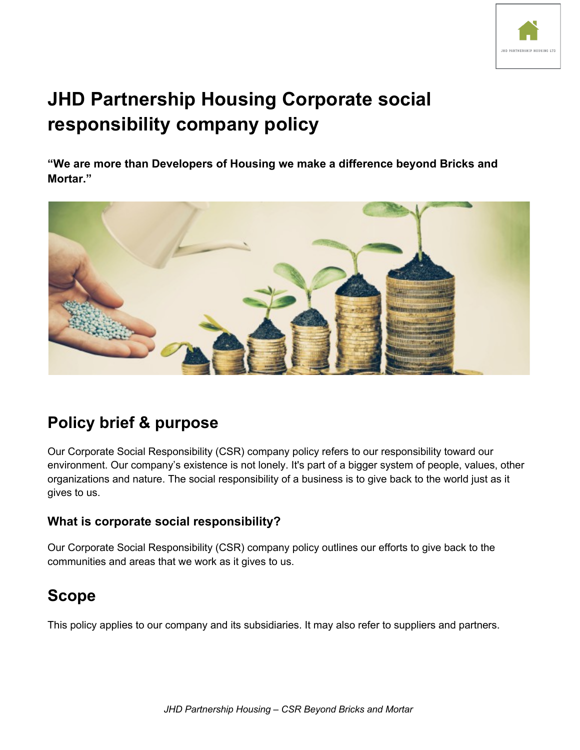# JHD Partnership Housing Corporate social responsibility company policy

**"We are more than Developers of Housing we make a difference beyond Bricks and Mortar."**

## Policy brief & purpose

Our Corporate Social Responsibility (CSR) company policy refers to our responsibility toward our environment. Our company's existence is not lonely. It's part of a bigger system of people, values, other organizations and nature. The social responsibility of a business is to give back to the world just as it gives to us.

### What is corporate social responsibility?

Our Corporate Social Responsibility (CSR) company policy outlines our efforts to give back to the communities and areas that we work as it gives to us.

## Scope

This policy applies to our company and its subsidiaries. It may also refer to suppliers and partners.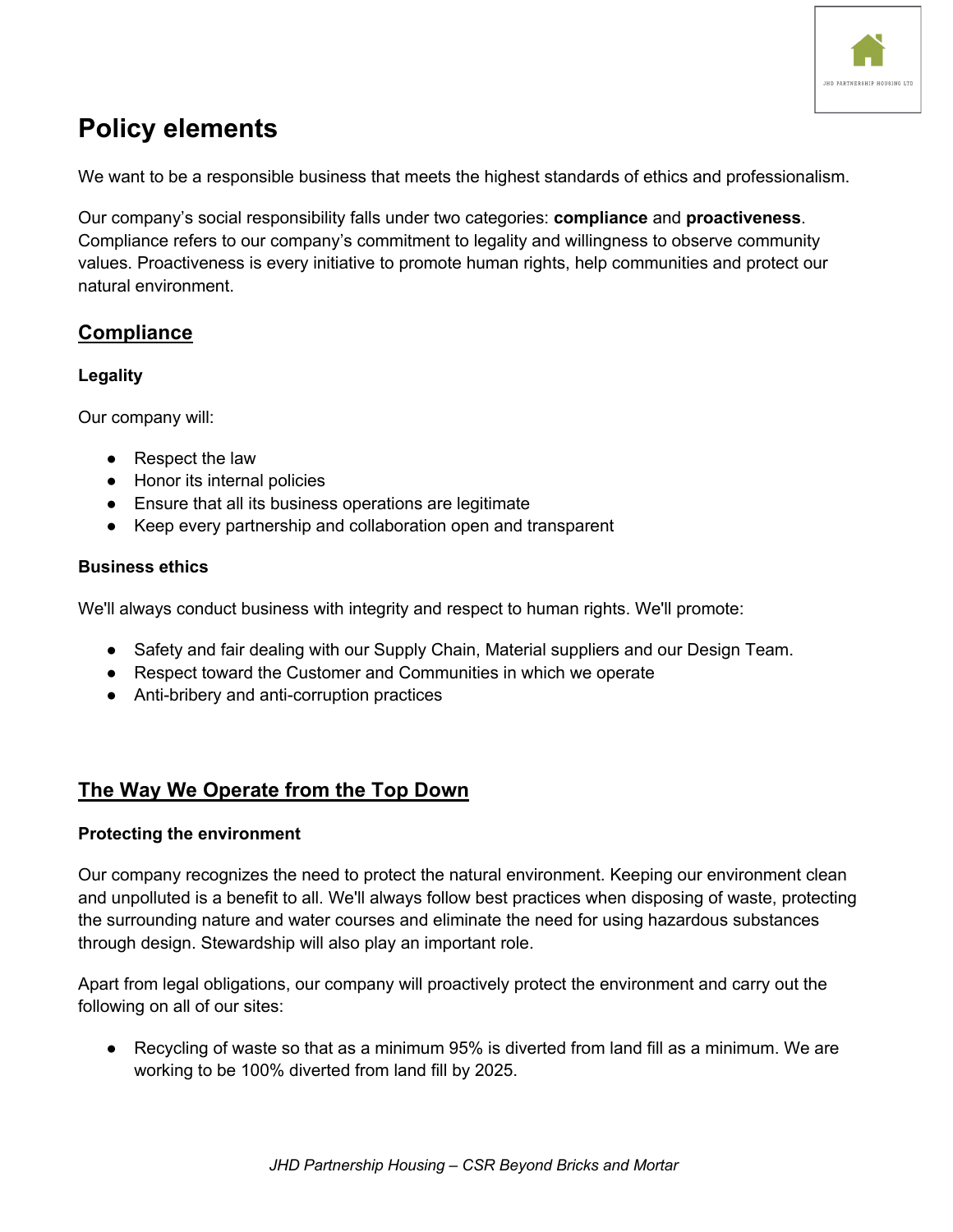# Policy elements

We want to be a responsible business that meets the highest standards of ethics and professionalism.

Our company's social responsibility falls under two categories: **compliance** and **proactiveness**. Compliance refers to our company's commitment to legality and willingness to observe community values. Proactiveness is every initiative to promote human rights, help communities and protect our natural environment.

## Compliance

### Legality

Our company will:

- Respect the law
- Honor its internal policies
- Ensure that all its business operations are legitimate
- Keep every partnership and collaboration open and transparent

### Business ethics

We'll always conduct business with integrity and respect to human rights. We'll promote:

- Safety and fair dealing with our Supply Chain, Material suppliers and our Design Team.
- Respect toward the Customer and Communities in which we operate
- Anti-bribery and anti-corruption practices

## The Way We Operate from the Top Down

### Protecting the environment

Our company recognizes the need to protect the natural environment. Keeping our environment clean and unpolluted is a benefit to all. We'll always follow best practices when disposing of waste, protecting the surrounding nature and water courses and eliminate the need for using hazardous substances through design. Stewardship will also play an important role.

Apart from legal obligations, our company will proactively protect the environment and carry out the following on all of our sites:

- Recycling of waste so that as a minimum 95% is diverted from land fill as a minimum. We are working to be 100% diverted from land fill by 2025.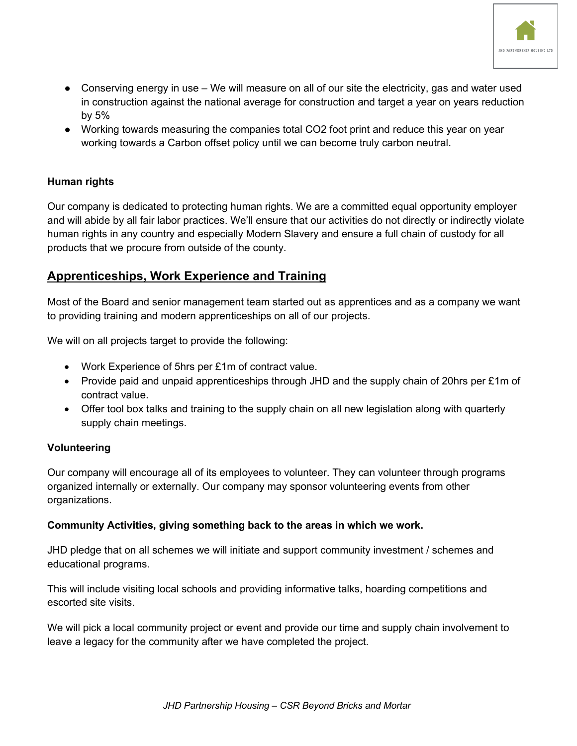- Conserving energy in use – We will measure on all of our site the electricity, gas and water used in construction against the national average for construction and target a year on years reduction by 5%
- Working towards measuring the companies total $CO_2$ foot print and reduce this year on year working towards a Carbon offset policy until we can become truly carbon neutral.

**Human rights**

Our company is dedicated to protecting human rights. We are a committed equal opportunity employer and will abide by all fair labor practices. We'll ensure that our activities do not directly or indirectly violate human rights in any country and especially Modern Slavery and ensure a full chain of custody for all products that we procure from outside of the county.

## Apprenticeships, Work Experience and Training

Most of the Board and senior management team started out as apprentices and as a company we want to providing training and modern apprenticeships on all of our projects.

We will on all projects target to provide the following:

- Work Experience of 5hrs per £1m of contract value.
- Provide paid and unpaid apprenticeships through JHD and the supply chain of 20hrs per £1m of contract value.
- Offer tool box talks and training to the supply chain on all new legislation along with quarterly supply chain meetings.

**Volunteering**

Our company will encourage all of its employees to volunteer. They can volunteer through programs organized internally or externally. Our company may sponsor volunteering events from other organizations.

**Community Activities, giving something back to the areas in which we work.**

JHD pledge that on all schemes we will initiate and support community investment / schemes and educational programs.

This will include visiting local schools and providing informative talks, hoarding competitions and escorted site visits.

We will pick a local community project or event and provide our time and supply chain involvement to leave a legacy for the community after we have completed the project.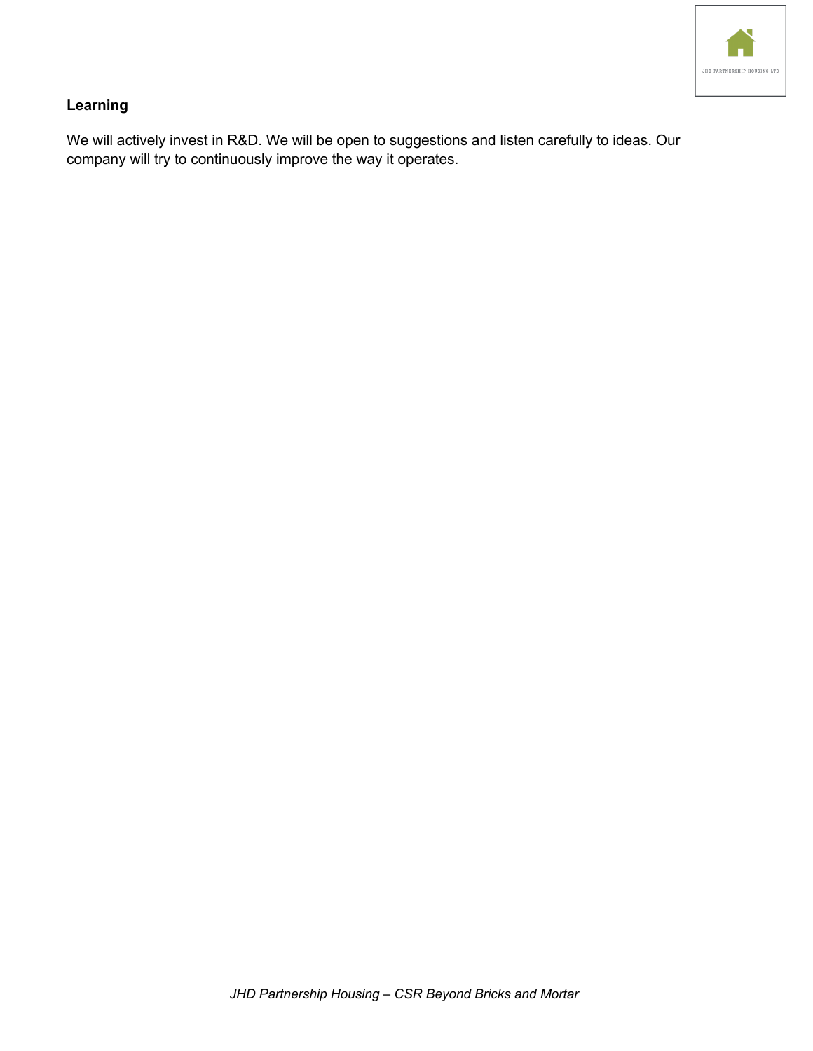**Learning**

We will actively invest in R&D. We will be open to suggestions and listen carefully to ideas. Our company will try to continuously improve the way it operates.